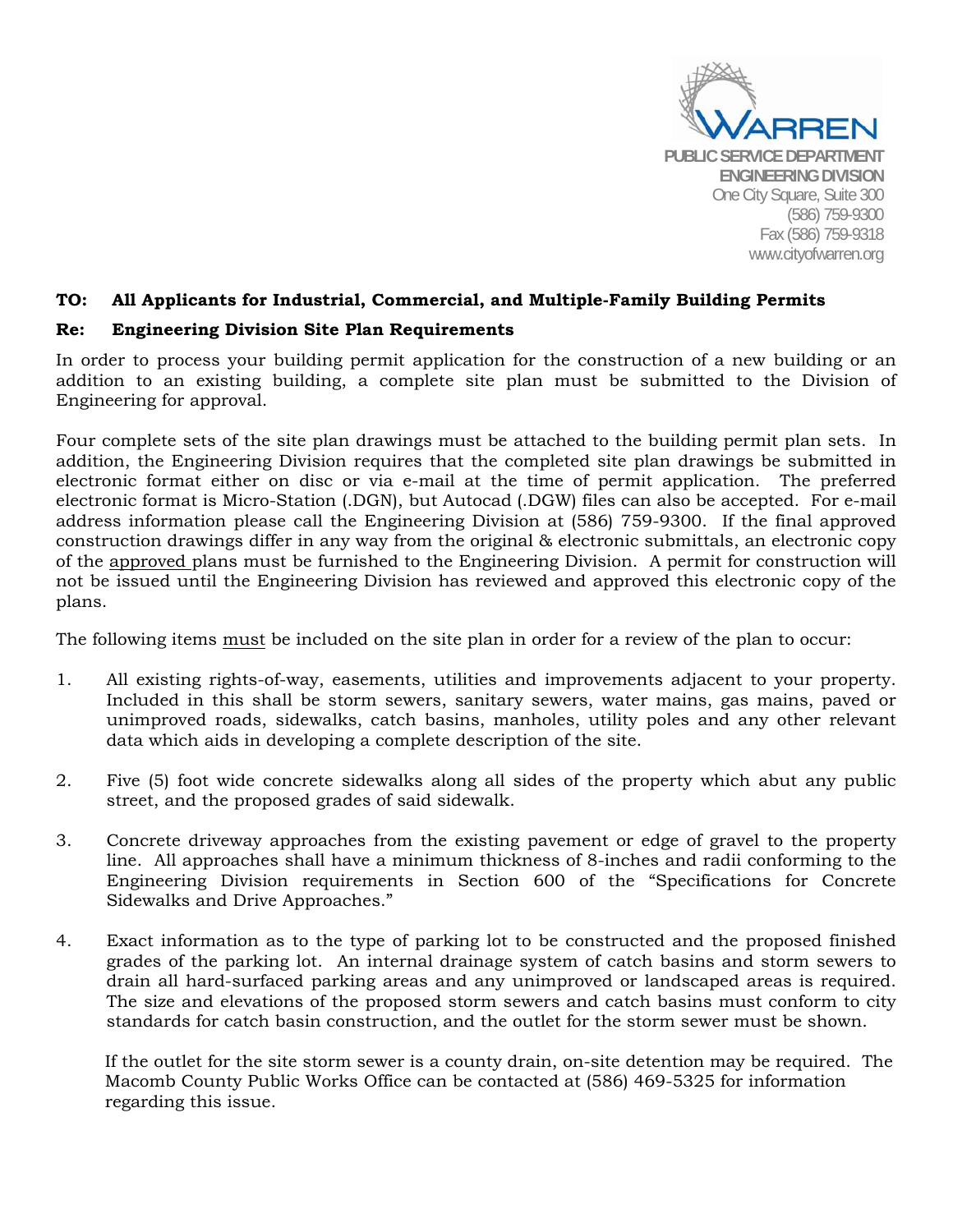WARREN

**PUBLIC SERVICE DEPARTMENT**
**ENGINEERING DIVISION**
One City Square, Suite 300
(586) 759-9300
Fax (586) 759-9318
www.cityofwarren.org

**TO: All Applicants for Industrial, Commercial, and Multiple-Family Building Permits**

**Re: Engineering Division Site Plan Requirements**

In order to process your building permit application for the construction of a new building or an addition to an existing building, a complete site plan must be submitted to the Division of Engineering for approval.

Four complete sets of the site plan drawings must be attached to the building permit plan sets. In addition, the Engineering Division requires that the completed site plan drawings be submitted in electronic format either on disc or via e-mail at the time of permit application. The preferred electronic format is Micro-Station (.DGN), but Autocad (.DGW) files can also be accepted. For e-mail address information please call the Engineering Division at (586) 759-9300. If the final approved construction drawings differ in any way from the original & electronic submittals, an electronic copy of the <u>approved</u> plans must be furnished to the Engineering Division. A permit for construction will not be issued until the Engineering Division has reviewed and approved this electronic copy of the plans.

The following items <u>must</u> be included on the site plan in order for a review of the plan to occur:

1. All existing rights-of-way, easements, utilities and improvements adjacent to your property. Included in this shall be storm sewers, sanitary sewers, water mains, gas mains, paved or unimproved roads, sidewalks, catch basins, manholes, utility poles and any other relevant data which aids in developing a complete description of the site.

2. Five (5) foot wide concrete sidewalks along all sides of the property which abut any public street, and the proposed grades of said sidewalk.

3. Concrete driveway approaches from the existing pavement or edge of gravel to the property line. All approaches shall have a minimum thickness of 8-inches and radii conforming to the Engineering Division requirements in Section 600 of the "Specifications for Concrete Sidewalks and Drive Approaches."

4. Exact information as to the type of parking lot to be constructed and the proposed finished grades of the parking lot. An internal drainage system of catch basins and storm sewers to drain all hard-surfaced parking areas and any unimproved or landscaped areas is required. The size and elevations of the proposed storm sewers and catch basins must conform to city standards for catch basin construction, and the outlet for the storm sewer must be shown.

   If the outlet for the site storm sewer is a county drain, on-site detention may be required. The Macomb County Public Works Office can be contacted at (586) 469-5325 for information regarding this issue.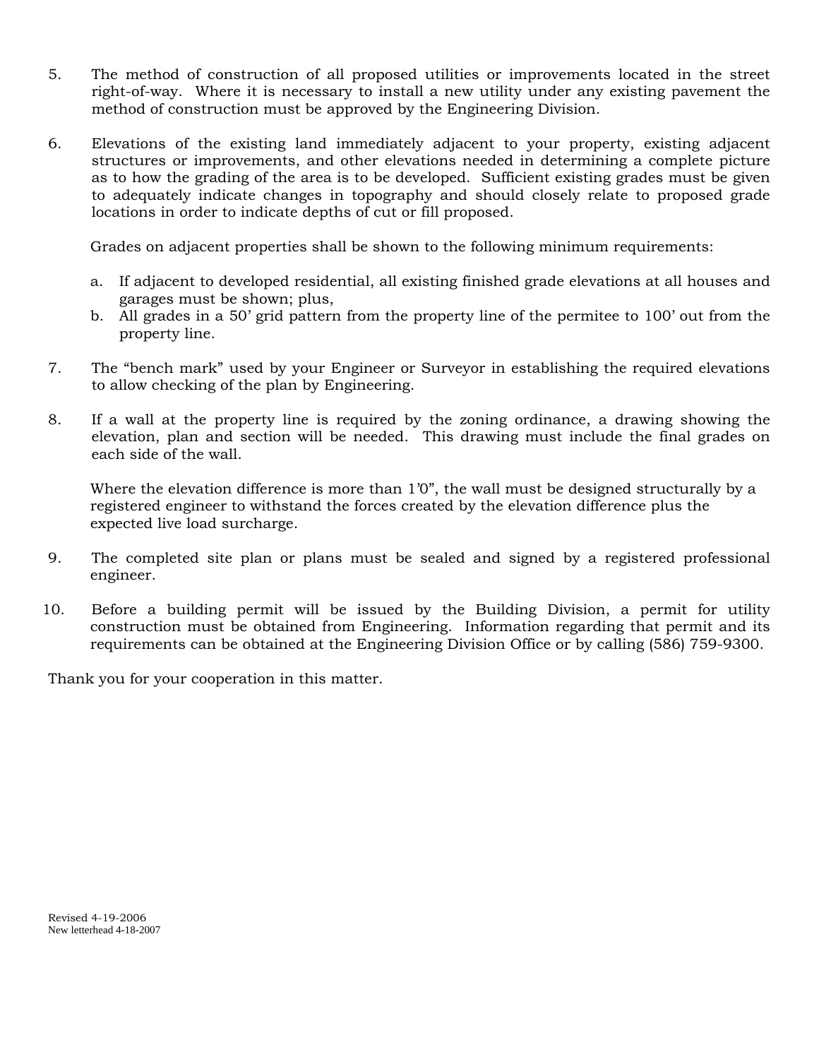5. The method of construction of all proposed utilities or improvements located in the street right-of-way. Where it is necessary to install a new utility under any existing pavement the method of construction must be approved by the Engineering Division.

6. Elevations of the existing land immediately adjacent to your property, existing adjacent structures or improvements, and other elevations needed in determining a complete picture as to how the grading of the area is to be developed. Sufficient existing grades must be given to adequately indicate changes in topography and should closely relate to proposed grade locations in order to indicate depths of cut or fill proposed.

   Grades on adjacent properties shall be shown to the following minimum requirements:

   a. If adjacent to developed residential, all existing finished grade elevations at all houses and garages must be shown; plus,
   b. All grades in a 50' grid pattern from the property line of the permitee to 100' out from the property line.

7. The "bench mark" used by your Engineer or Surveyor in establishing the required elevations to allow checking of the plan by Engineering.

8. If a wall at the property line is required by the zoning ordinance, a drawing showing the elevation, plan and section will be needed. This drawing must include the final grades on each side of the wall.

   Where the elevation difference is more than 1'0", the wall must be designed structurally by a registered engineer to withstand the forces created by the elevation difference plus the expected live load surcharge.

9. The completed site plan or plans must be sealed and signed by a registered professional engineer.

10. Before a building permit will be issued by the Building Division, a permit for utility construction must be obtained from Engineering. Information regarding that permit and its requirements can be obtained at the Engineering Division Office or by calling (586) 759-9300.

Thank you for your cooperation in this matter.

Revised 4-19-2006
New letterhead 4-18-2007